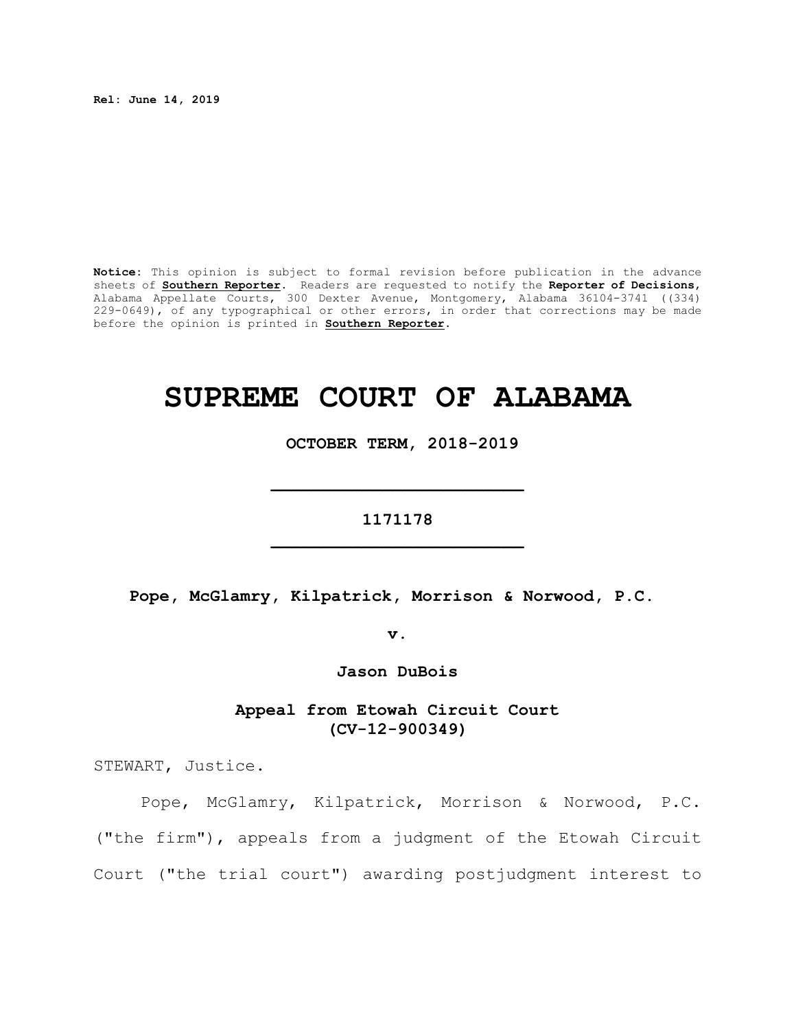**Rel: June 14, 2019**

**Notice:** This opinion is subject to formal revision before publication in the advance sheets of **Southern Reporter**. Readers are requested to notify the **Reporter of Decisions**, Alabama Appellate Courts, 300 Dexter Avenue, Montgomery, Alabama 36104-3741 ((334) 229-0649), of any typographical or other errors, in order that corrections may be made before the opinion is printed in **Southern Reporter**.

# SUPREME COURT OF ALABAMA

**OCTOBER TERM, 2018-2019**

---

**1171178**

---

**Pope, McGlamry, Kilpatrick, Morrison & Norwood, P.C.**

**v.**

**Jason DuBois**

**Appeal from Etowah Circuit Court (CV-12-900349)**

STEWART, Justice.

Pope, McGlamry, Kilpatrick, Morrison & Norwood, P.C. ("the firm"), appeals from a judgment of the Etowah Circuit Court ("the trial court") awarding postjudgment interest to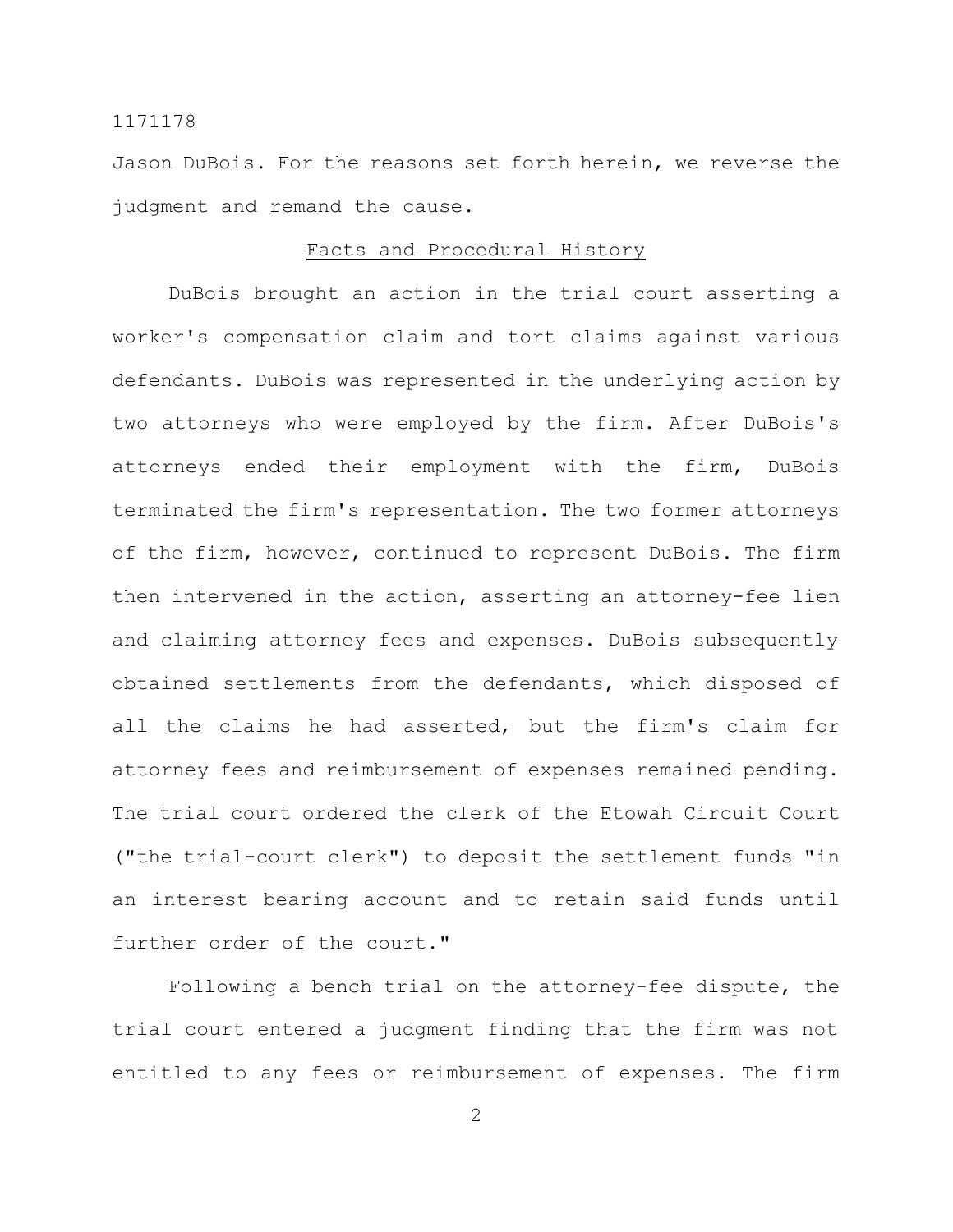Jason DuBois. For the reasons set forth herein, we reverse the judgment and remand the cause.

## Facts and Procedural History

DuBois brought an action in the trial court asserting a worker's compensation claim and tort claims against various defendants. DuBois was represented in the underlying action by two attorneys who were employed by the firm. After DuBois's attorneys ended their employment with the firm, DuBois terminated the firm's representation. The two former attorneys of the firm, however, continued to represent DuBois. The firm then intervened in the action, asserting an attorney-fee lien and claiming attorney fees and expenses. DuBois subsequently obtained settlements from the defendants, which disposed of all the claims he had asserted, but the firm's claim for attorney fees and reimbursement of expenses remained pending. The trial court ordered the clerk of the Etowah Circuit Court ("the trial-court clerk") to deposit the settlement funds "in an interest bearing account and to retain said funds until further order of the court."

Following a bench trial on the attorney-fee dispute, the trial court entered a judgment finding that the firm was not entitled to any fees or reimbursement of expenses. The firm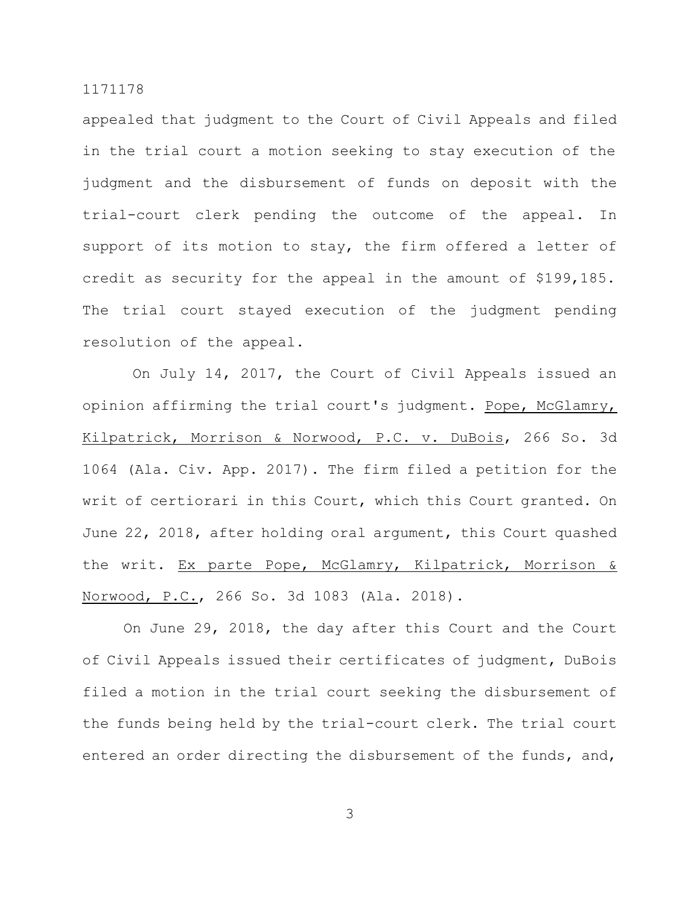appealed that judgment to the Court of Civil Appeals and filed in the trial court a motion seeking to stay execution of the judgment and the disbursement of funds on deposit with the trial-court clerk pending the outcome of the appeal. In support of its motion to stay, the firm offered a letter of credit as security for the appeal in the amount of $199,185. The trial court stayed execution of the judgment pending resolution of the appeal.

On July 14, 2017, the Court of Civil Appeals issued an opinion affirming the trial court's judgment. Pope, McGlamry, Kilpatrick, Morrison & Norwood, P.C. v. DuBois, 266 So. 3d 1064 (Ala. Civ. App. 2017). The firm filed a petition for the writ of certiorari in this Court, which this Court granted. On June 22, 2018, after holding oral argument, this Court quashed the writ. Ex parte Pope, McGlamry, Kilpatrick, Morrison & Norwood, P.C., 266 So. 3d 1083 (Ala. 2018).

On June 29, 2018, the day after this Court and the Court of Civil Appeals issued their certificates of judgment, DuBois filed a motion in the trial court seeking the disbursement of the funds being held by the trial-court clerk. The trial court entered an order directing the disbursement of the funds, and,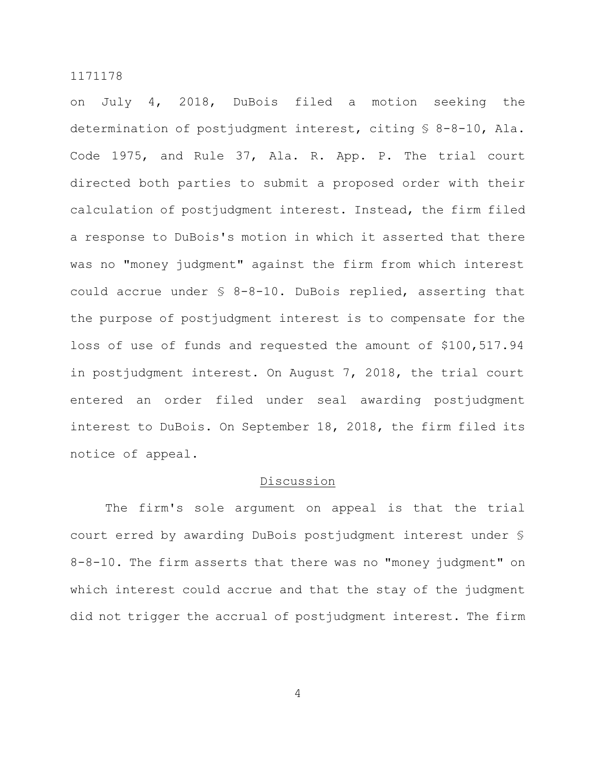on July 4, 2018, DuBois filed a motion seeking the determination of postjudgment interest, citing § 8-8-10, Ala. Code 1975, and Rule 37, Ala. R. App. P. The trial court directed both parties to submit a proposed order with their calculation of postjudgment interest. Instead, the firm filed a response to DuBois's motion in which it asserted that there was no "money judgment" against the firm from which interest could accrue under § 8-8-10. DuBois replied, asserting that the purpose of postjudgment interest is to compensate for the loss of use of funds and requested the amount of $100,517.94 in postjudgment interest. On August 7, 2018, the trial court entered an order filed under seal awarding postjudgment interest to DuBois. On September 18, 2018, the firm filed its notice of appeal.

## Discussion

The firm's sole argument on appeal is that the trial court erred by awarding DuBois postjudgment interest under § 8-8-10. The firm asserts that there was no "money judgment" on which interest could accrue and that the stay of the judgment did not trigger the accrual of postjudgment interest. The firm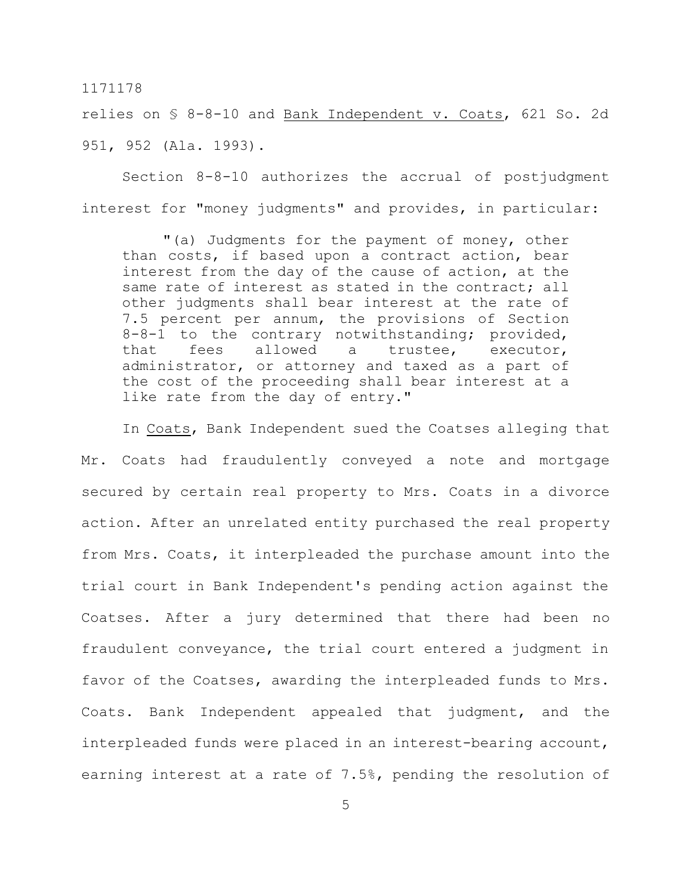relies on § 8-8-10 and Bank Independent v. Coats, 621 So. 2d 951, 952 (Ala. 1993).

Section 8-8-10 authorizes the accrual of postjudgment interest for "money judgments" and provides, in particular:

> "(a) Judgments for the payment of money, other than costs, if based upon a contract action, bear interest from the day of the cause of action, at the same rate of interest as stated in the contract; all other judgments shall bear interest at the rate of 7.5 percent per annum, the provisions of Section 8-8-1 to the contrary notwithstanding; provided, that fees allowed a trustee, executor, administrator, or attorney and taxed as a part of the cost of the proceeding shall bear interest at a like rate from the day of entry."

In Coats, Bank Independent sued the Coatses alleging that Mr. Coats had fraudulently conveyed a note and mortgage secured by certain real property to Mrs. Coats in a divorce action. After an unrelated entity purchased the real property from Mrs. Coats, it interpleaded the purchase amount into the trial court in Bank Independent's pending action against the Coatses. After a jury determined that there had been no fraudulent conveyance, the trial court entered a judgment in favor of the Coatses, awarding the interpleaded funds to Mrs. Coats. Bank Independent appealed that judgment, and the interpleaded funds were placed in an interest-bearing account, earning interest at a rate of 7.5%, pending the resolution of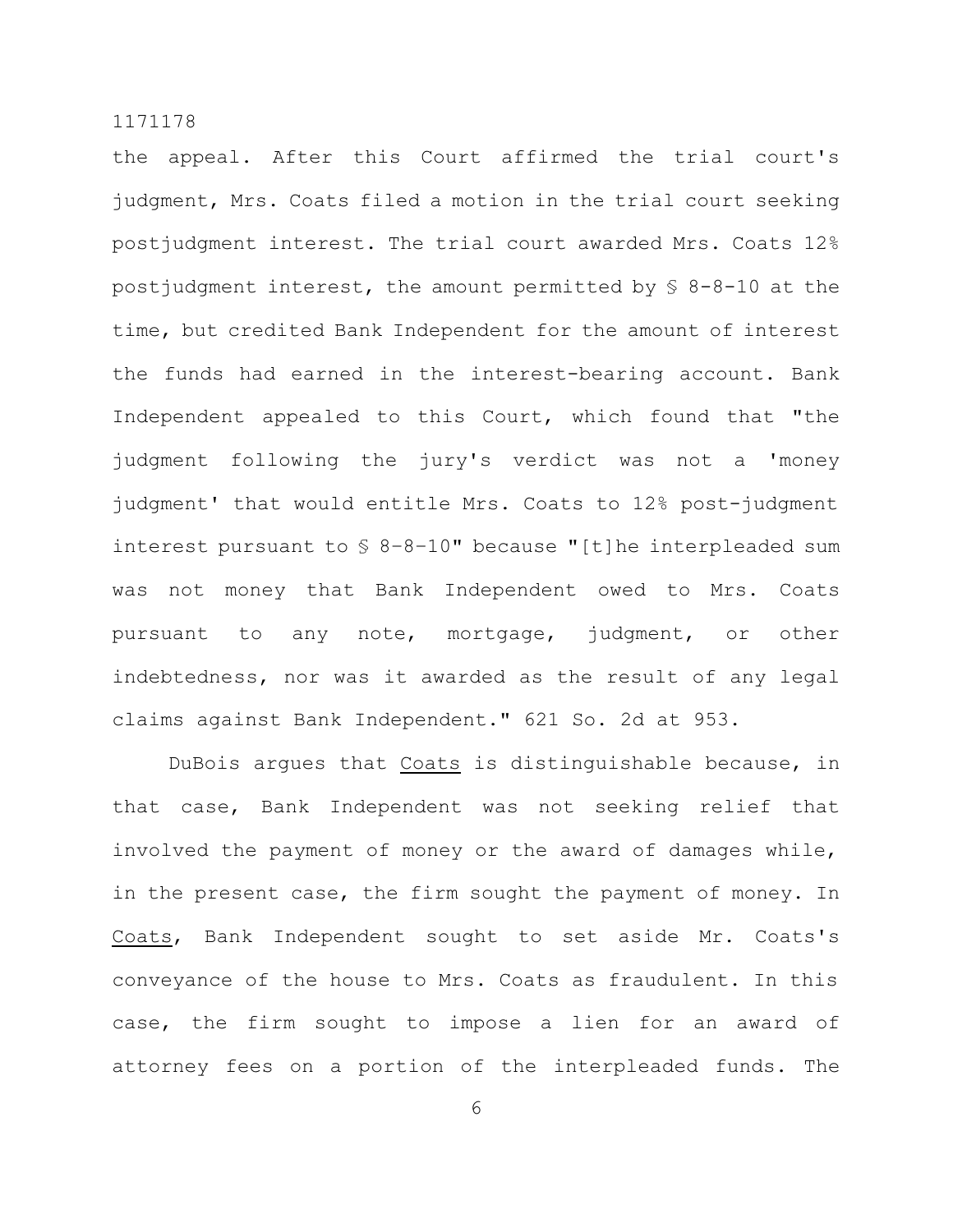the appeal. After this Court affirmed the trial court's judgment, Mrs. Coats filed a motion in the trial court seeking postjudgment interest. The trial court awarded Mrs. Coats 12% postjudgment interest, the amount permitted by § 8-8-10 at the time, but credited Bank Independent for the amount of interest the funds had earned in the interest-bearing account. Bank Independent appealed to this Court, which found that "the judgment following the jury's verdict was not a 'money judgment' that would entitle Mrs. Coats to 12% post-judgment interest pursuant to § 8–8–10" because "[t]he interpleaded sum was not money that Bank Independent owed to Mrs. Coats pursuant to any note, mortgage, judgment, or other indebtedness, nor was it awarded as the result of any legal claims against Bank Independent." 621 So. 2d at 953.

DuBois argues that Coats is distinguishable because, in that case, Bank Independent was not seeking relief that involved the payment of money or the award of damages while, in the present case, the firm sought the payment of money. In Coats, Bank Independent sought to set aside Mr. Coats's conveyance of the house to Mrs. Coats as fraudulent. In this case, the firm sought to impose a lien for an award of attorney fees on a portion of the interpleaded funds. The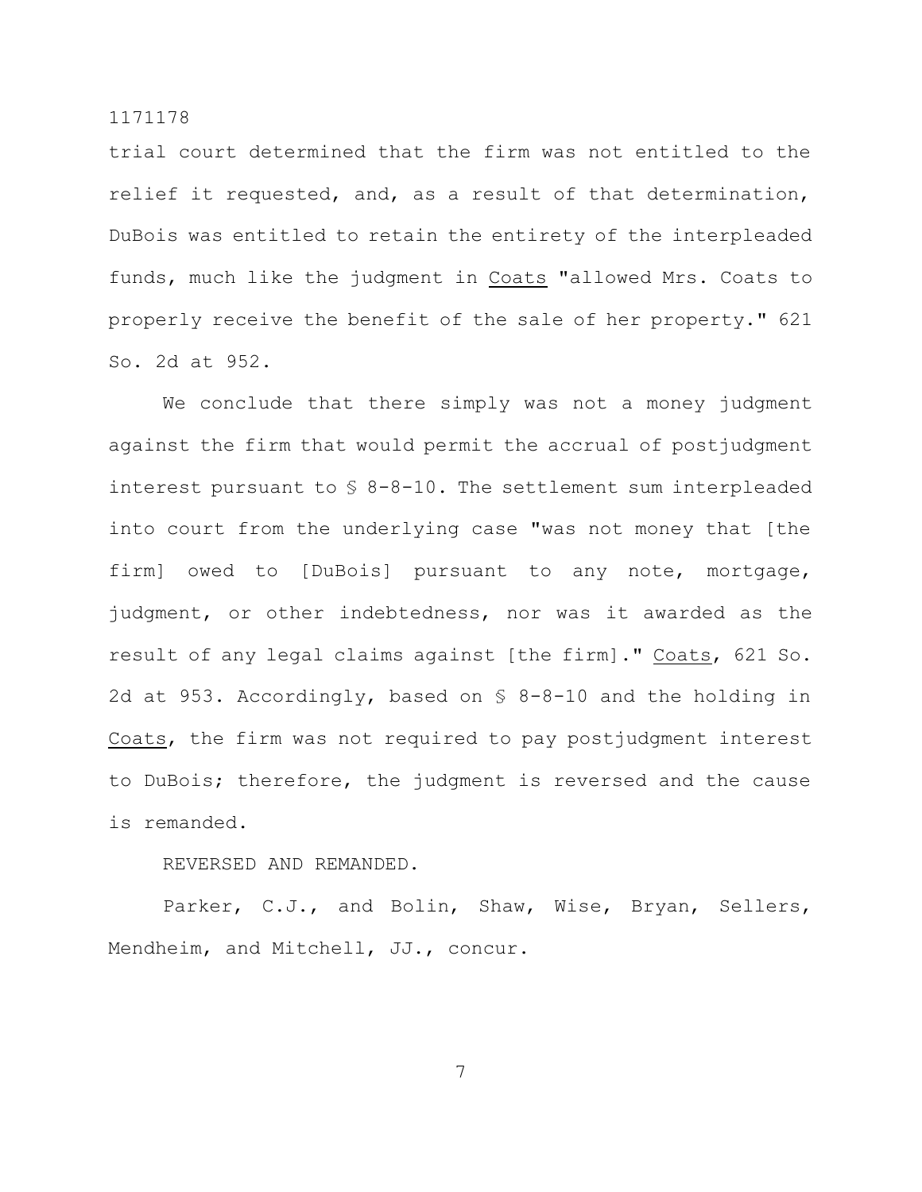trial court determined that the firm was not entitled to the relief it requested, and, as a result of that determination, DuBois was entitled to retain the entirety of the interpleaded funds, much like the judgment in Coats "allowed Mrs. Coats to properly receive the benefit of the sale of her property." 621 So. 2d at 952.

We conclude that there simply was not a money judgment against the firm that would permit the accrual of postjudgment interest pursuant to § 8-8-10. The settlement sum interpleaded into court from the underlying case "was not money that [the firm] owed to [DuBois] pursuant to any note, mortgage, judgment, or other indebtedness, nor was it awarded as the result of any legal claims against [the firm]." Coats, 621 So. 2d at 953. Accordingly, based on § 8-8-10 and the holding in Coats, the firm was not required to pay postjudgment interest to DuBois; therefore, the judgment is reversed and the cause is remanded.

REVERSED AND REMANDED.

Parker, C.J., and Bolin, Shaw, Wise, Bryan, Sellers, Mendheim, and Mitchell, JJ., concur.